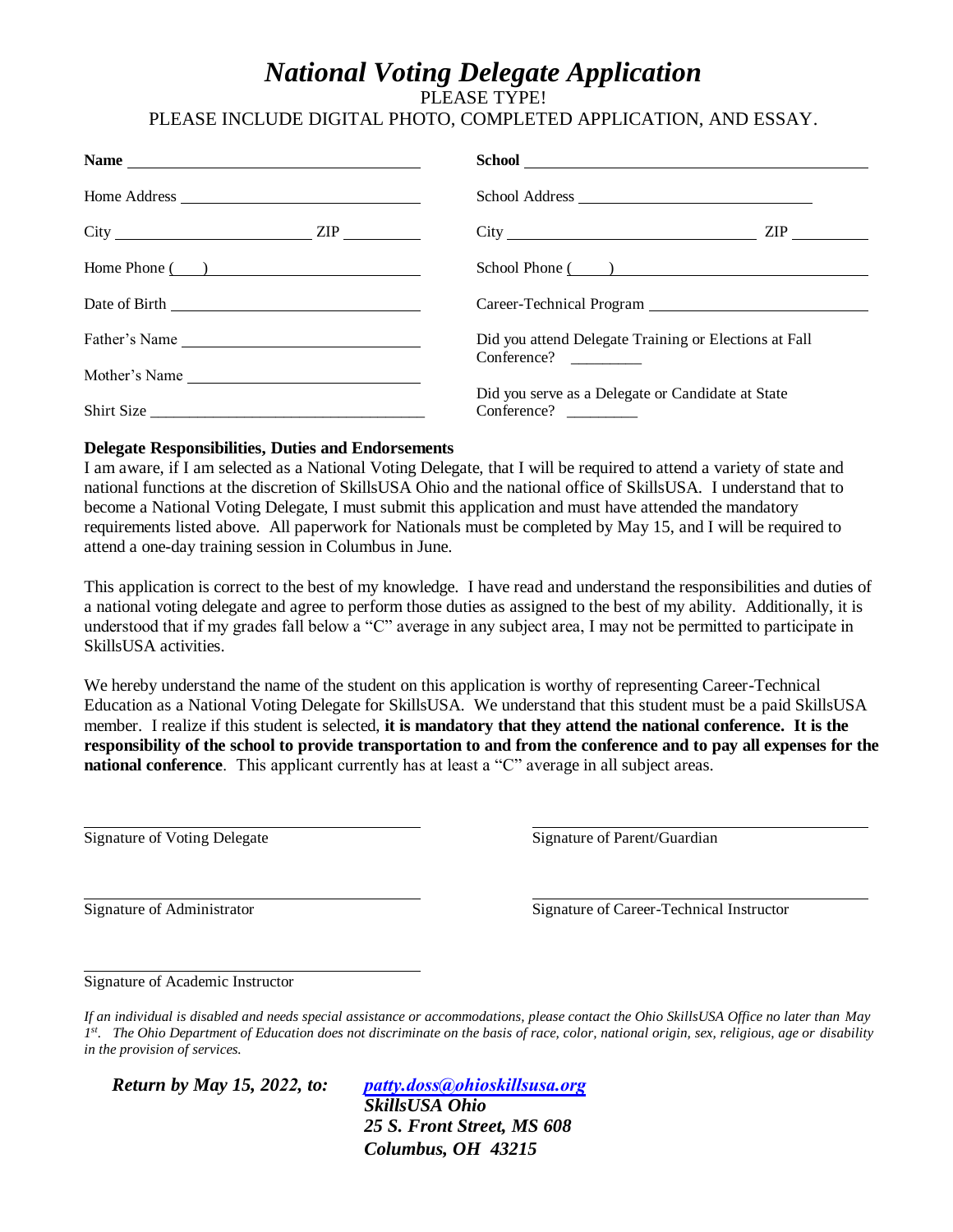# *National Voting Delegate Application*

PLEASE TYPE!

PLEASE INCLUDE DIGITAL PHOTO, COMPLETED APPLICATION, AND ESSAY.

| | |
|---|---|
| **Name** ______________________ | **School** ______________________ |
| Home Address ______________________ | School Address ______________________ |
| City ______________ ZIP ________ | City ______________ ZIP ________ |
| Home Phone (   ) ______________________ | School Phone (   ) ______________________ |
| Date of Birth ______________________ | Career-Technical Program ______________________ |
| Father's Name ______________________ | Did you attend Delegate Training or Elections at Fall Conference? ________ |
| Mother's Name ______________________ | |
| Shirt Size ______________________ | Did you serve as a Delegate or Candidate at State Conference? ________ |

**Delegate Responsibilities, Duties and Endorsements**

I am aware, if I am selected as a National Voting Delegate, that I will be required to attend a variety of state and national functions at the discretion of SkillsUSA Ohio and the national office of SkillsUSA. I understand that to become a National Voting Delegate, I must submit this application and must have attended the mandatory requirements listed above. All paperwork for Nationals must be completed by May 15, and I will be required to attend a one-day training session in Columbus in June.

This application is correct to the best of my knowledge. I have read and understand the responsibilities and duties of a national voting delegate and agree to perform those duties as assigned to the best of my ability. Additionally, it is understood that if my grades fall below a "C" average in any subject area, I may not be permitted to participate in SkillsUSA activities.

We hereby understand the name of the student on this application is worthy of representing Career-Technical Education as a National Voting Delegate for SkillsUSA. We understand that this student must be a paid SkillsUSA member. I realize if this student is selected, **it is mandatory that they attend the national conference. It is the responsibility of the school to provide transportation to and from the conference and to pay all expenses for the national conference**. This applicant currently has at least a "C" average in all subject areas.

______________________
Signature of Voting Delegate

______________________
Signature of Parent/Guardian

______________________
Signature of Administrator

______________________
Signature of Career-Technical Instructor

______________________
Signature of Academic Instructor

*If an individual is disabled and needs special assistance or accommodations, please contact the Ohio SkillsUSA Office no later than May 1st. The Ohio Department of Education does not discriminate on the basis of race, color, national origin, sex, religious, age or disability in the provision of services.*

***Return by May 15, 2022, to:*** ***patty.doss@ohioskillsusa.org***
***SkillsUSA Ohio***
***25 S. Front Street, MS 608***
***Columbus, OH 43215***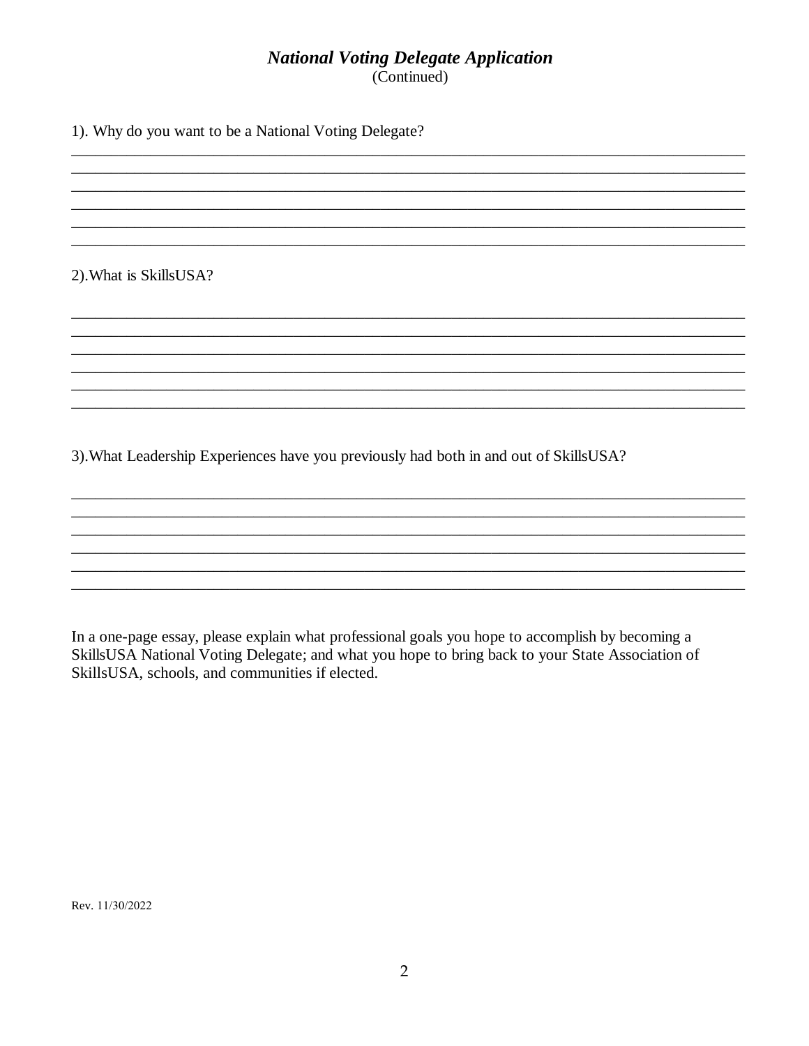## *National Voting Delegate Application*

(Continued)

1). Why do you want to be a National Voting Delegate?

\_\_\_\_\_\_\_\_\_\_\_\_\_\_\_\_\_\_\_\_\_\_\_\_\_\_\_\_\_\_\_\_\_\_\_\_\_\_\_\_\_\_\_\_\_\_\_\_\_\_\_\_\_\_\_\_\_\_\_\_\_\_\_\_\_\_\_\_\_\_\_\_\_\_\_\_\_\_

\_\_\_\_\_\_\_\_\_\_\_\_\_\_\_\_\_\_\_\_\_\_\_\_\_\_\_\_\_\_\_\_\_\_\_\_\_\_\_\_\_\_\_\_\_\_\_\_\_\_\_\_\_\_\_\_\_\_\_\_\_\_\_\_\_\_\_\_\_\_\_\_\_\_\_\_\_\_

\_\_\_\_\_\_\_\_\_\_\_\_\_\_\_\_\_\_\_\_\_\_\_\_\_\_\_\_\_\_\_\_\_\_\_\_\_\_\_\_\_\_\_\_\_\_\_\_\_\_\_\_\_\_\_\_\_\_\_\_\_\_\_\_\_\_\_\_\_\_\_\_\_\_\_\_\_\_

\_\_\_\_\_\_\_\_\_\_\_\_\_\_\_\_\_\_\_\_\_\_\_\_\_\_\_\_\_\_\_\_\_\_\_\_\_\_\_\_\_\_\_\_\_\_\_\_\_\_\_\_\_\_\_\_\_\_\_\_\_\_\_\_\_\_\_\_\_\_\_\_\_\_\_\_\_\_

\_\_\_\_\_\_\_\_\_\_\_\_\_\_\_\_\_\_\_\_\_\_\_\_\_\_\_\_\_\_\_\_\_\_\_\_\_\_\_\_\_\_\_\_\_\_\_\_\_\_\_\_\_\_\_\_\_\_\_\_\_\_\_\_\_\_\_\_\_\_\_\_\_\_\_\_\_\_

\_\_\_\_\_\_\_\_\_\_\_\_\_\_\_\_\_\_\_\_\_\_\_\_\_\_\_\_\_\_\_\_\_\_\_\_\_\_\_\_\_\_\_\_\_\_\_\_\_\_\_\_\_\_\_\_\_\_\_\_\_\_\_\_\_\_\_\_\_\_\_\_\_\_\_\_\_\_

2).What is SkillsUSA?

\_\_\_\_\_\_\_\_\_\_\_\_\_\_\_\_\_\_\_\_\_\_\_\_\_\_\_\_\_\_\_\_\_\_\_\_\_\_\_\_\_\_\_\_\_\_\_\_\_\_\_\_\_\_\_\_\_\_\_\_\_\_\_\_\_\_\_\_\_\_\_\_\_\_\_\_\_\_

\_\_\_\_\_\_\_\_\_\_\_\_\_\_\_\_\_\_\_\_\_\_\_\_\_\_\_\_\_\_\_\_\_\_\_\_\_\_\_\_\_\_\_\_\_\_\_\_\_\_\_\_\_\_\_\_\_\_\_\_\_\_\_\_\_\_\_\_\_\_\_\_\_\_\_\_\_\_

\_\_\_\_\_\_\_\_\_\_\_\_\_\_\_\_\_\_\_\_\_\_\_\_\_\_\_\_\_\_\_\_\_\_\_\_\_\_\_\_\_\_\_\_\_\_\_\_\_\_\_\_\_\_\_\_\_\_\_\_\_\_\_\_\_\_\_\_\_\_\_\_\_\_\_\_\_\_

\_\_\_\_\_\_\_\_\_\_\_\_\_\_\_\_\_\_\_\_\_\_\_\_\_\_\_\_\_\_\_\_\_\_\_\_\_\_\_\_\_\_\_\_\_\_\_\_\_\_\_\_\_\_\_\_\_\_\_\_\_\_\_\_\_\_\_\_\_\_\_\_\_\_\_\_\_\_

\_\_\_\_\_\_\_\_\_\_\_\_\_\_\_\_\_\_\_\_\_\_\_\_\_\_\_\_\_\_\_\_\_\_\_\_\_\_\_\_\_\_\_\_\_\_\_\_\_\_\_\_\_\_\_\_\_\_\_\_\_\_\_\_\_\_\_\_\_\_\_\_\_\_\_\_\_\_

\_\_\_\_\_\_\_\_\_\_\_\_\_\_\_\_\_\_\_\_\_\_\_\_\_\_\_\_\_\_\_\_\_\_\_\_\_\_\_\_\_\_\_\_\_\_\_\_\_\_\_\_\_\_\_\_\_\_\_\_\_\_\_\_\_\_\_\_\_\_\_\_\_\_\_\_\_\_

3).What Leadership Experiences have you previously had both in and out of SkillsUSA?

\_\_\_\_\_\_\_\_\_\_\_\_\_\_\_\_\_\_\_\_\_\_\_\_\_\_\_\_\_\_\_\_\_\_\_\_\_\_\_\_\_\_\_\_\_\_\_\_\_\_\_\_\_\_\_\_\_\_\_\_\_\_\_\_\_\_\_\_\_\_\_\_\_\_\_\_\_\_

\_\_\_\_\_\_\_\_\_\_\_\_\_\_\_\_\_\_\_\_\_\_\_\_\_\_\_\_\_\_\_\_\_\_\_\_\_\_\_\_\_\_\_\_\_\_\_\_\_\_\_\_\_\_\_\_\_\_\_\_\_\_\_\_\_\_\_\_\_\_\_\_\_\_\_\_\_\_

\_\_\_\_\_\_\_\_\_\_\_\_\_\_\_\_\_\_\_\_\_\_\_\_\_\_\_\_\_\_\_\_\_\_\_\_\_\_\_\_\_\_\_\_\_\_\_\_\_\_\_\_\_\_\_\_\_\_\_\_\_\_\_\_\_\_\_\_\_\_\_\_\_\_\_\_\_\_

\_\_\_\_\_\_\_\_\_\_\_\_\_\_\_\_\_\_\_\_\_\_\_\_\_\_\_\_\_\_\_\_\_\_\_\_\_\_\_\_\_\_\_\_\_\_\_\_\_\_\_\_\_\_\_\_\_\_\_\_\_\_\_\_\_\_\_\_\_\_\_\_\_\_\_\_\_\_

\_\_\_\_\_\_\_\_\_\_\_\_\_\_\_\_\_\_\_\_\_\_\_\_\_\_\_\_\_\_\_\_\_\_\_\_\_\_\_\_\_\_\_\_\_\_\_\_\_\_\_\_\_\_\_\_\_\_\_\_\_\_\_\_\_\_\_\_\_\_\_\_\_\_\_\_\_\_

\_\_\_\_\_\_\_\_\_\_\_\_\_\_\_\_\_\_\_\_\_\_\_\_\_\_\_\_\_\_\_\_\_\_\_\_\_\_\_\_\_\_\_\_\_\_\_\_\_\_\_\_\_\_\_\_\_\_\_\_\_\_\_\_\_\_\_\_\_\_\_\_\_\_\_\_\_\_

In a one-page essay, please explain what professional goals you hope to accomplish by becoming a SkillsUSA National Voting Delegate; and what you hope to bring back to your State Association of SkillsUSA, schools, and communities if elected.

Rev. 11/30/2022